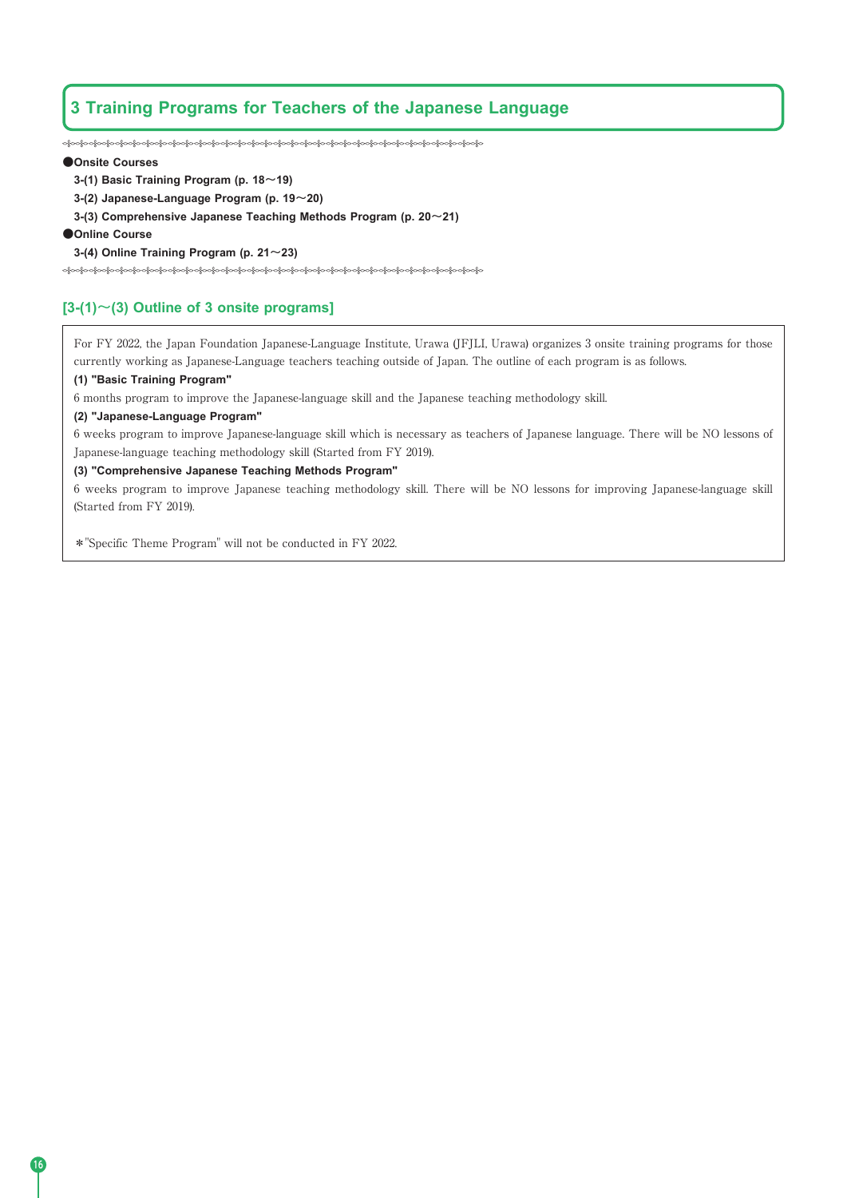# 3 Training Programs for Teachers of the Japanese Language

●**Onsite Courses**

**3-(1) Basic Training Program (p. 18～19)**

**3-(2) Japanese-Language Program (p. 19～20)**

**3-(3) Comprehensive Japanese Teaching Methods Program (p. 20～21)**

●**Online Course**

**3-(4) Online Training Program (p. 21～23)**

## [3-(1)～(3) Outline of 3 onsite programs]

For FY 2022, the Japan Foundation Japanese-Language Institute, Urawa (JFJLI, Urawa) organizes 3 onsite training programs for those currently working as Japanese-Language teachers teaching outside of Japan. The outline of each program is as follows.

**(1) "Basic Training Program"**

6 months program to improve the Japanese-language skill and the Japanese teaching methodology skill.

**(2) "Japanese-Language Program"**

6 weeks program to improve Japanese-language skill which is necessary as teachers of Japanese language. There will be NO lessons of Japanese-language teaching methodology skill (Started from FY 2019).

**(3) "Comprehensive Japanese Teaching Methods Program"**

6 weeks program to improve Japanese teaching methodology skill. There will be NO lessons for improving Japanese-language skill (Started from FY 2019).

＊"Specific Theme Program" will not be conducted in FY 2022.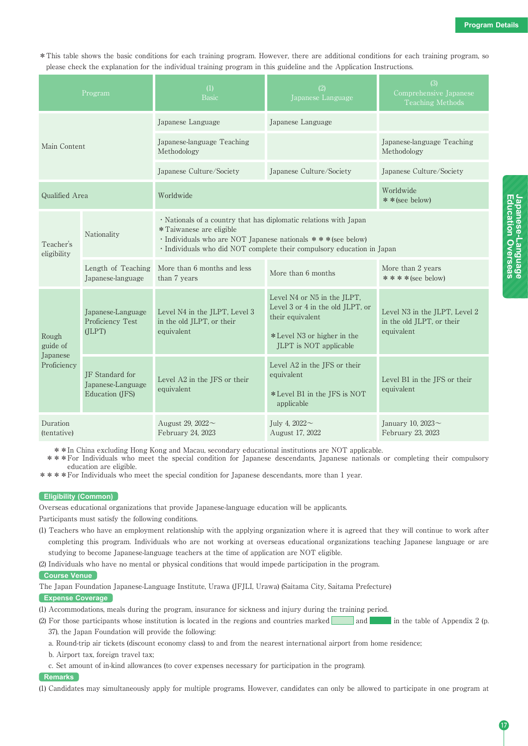＊This table shows the basic conditions for each training program. However, there are additional conditions for each training program, so please check the explanation for the individual training program in this guideline and the Application Instructions.

| Program | | (1) Basic | (2) Japanese Language | (3) Comprehensive Japanese Teaching Methods |
|---|---|---|---|---|
| Main Content | | Japanese Language | Japanese Language | |
| | | Japanese-language Teaching Methodology | | Japanese-language Teaching Methodology |
| | | Japanese Culture/Society | Japanese Culture/Society | Japanese Culture/Society |
| Qualified Area | | Worldwide | | Worldwide ＊＊(see below) |
| Teacher's eligibility | Nationality | ・Nationals of a country that has diplomatic relations with Japan ＊Taiwanese are eligible ・Individuals who are NOT Japanese nationals ＊＊＊(see below) ・Individuals who did NOT complete their compulsory education in Japan | | |
| | Length of Teaching Japanese-language | More than 6 months and less than 7 years | More than 6 months | More than 2 years ＊＊＊＊(see below) |
| Rough guide of Japanese Proficiency | Japanese-Language Proficiency Test (JLPT) | Level N4 in the JLPT, Level 3 in the old JLPT, or their equivalent | Level N4 or N5 in the JLPT, Level 3 or 4 in the old JLPT, or their equivalent ＊Level N3 or higher in the JLPT is NOT applicable | Level N3 in the JLPT, Level 2 in the old JLPT, or their equivalent |
| | JF Standard for Japanese-Language Education (JFS) | Level A2 in the JFS or their equivalent | Level A2 in the JFS or their equivalent ＊Level B1 in the JFS is NOT applicable | Level B1 in the JFS or their equivalent |
| Duration (tentative) | | August 29, 2022～ February 24, 2023 | July 4, 2022～ August 17, 2022 | January 10, 2023～ February 23, 2023 |

＊＊In China excluding Hong Kong and Macau, secondary educational institutions are NOT applicable.
＊＊＊For Individuals who meet the special condition for Japanese descendants, Japanese nationals or completing their compulsory education are eligible.
＊＊＊＊For Individuals who meet the special condition for Japanese descendants, more than 1 year.

**Eligibility (Common)**

Overseas educational organizations that provide Japanese-language education will be applicants.

Participants must satisfy the following conditions.

(1) Teachers who have an employment relationship with the applying organization where it is agreed that they will continue to work after completing this program. Individuals who are not working at overseas educational organizations teaching Japanese language or are studying to become Japanese-language teachers at the time of application are NOT eligible.

(2) Individuals who have no mental or physical conditions that would impede participation in the program.

**Course Venue**

The Japan Foundation Japanese-Language Institute, Urawa (JFJLI, Urawa) (Saitama City, Saitama Prefecture)

**Expense Coverage**

(1) Accommodations, meals during the program, insurance for sickness and injury during the training period.

(2) For those participants whose institution is located in the regions and countries marked [light green] and [dark green] in the table of Appendix 2 (p. 37), the Japan Foundation will provide the following:

a. Round-trip air tickets (discount economy class) to and from the nearest international airport from home residence;

b. Airport tax, foreign travel tax;

c. Set amount of in-kind allowances (to cover expenses necessary for participation in the program).

**Remarks**

(1) Candidates may simultaneously apply for multiple programs. However, candidates can only be allowed to participate in one program at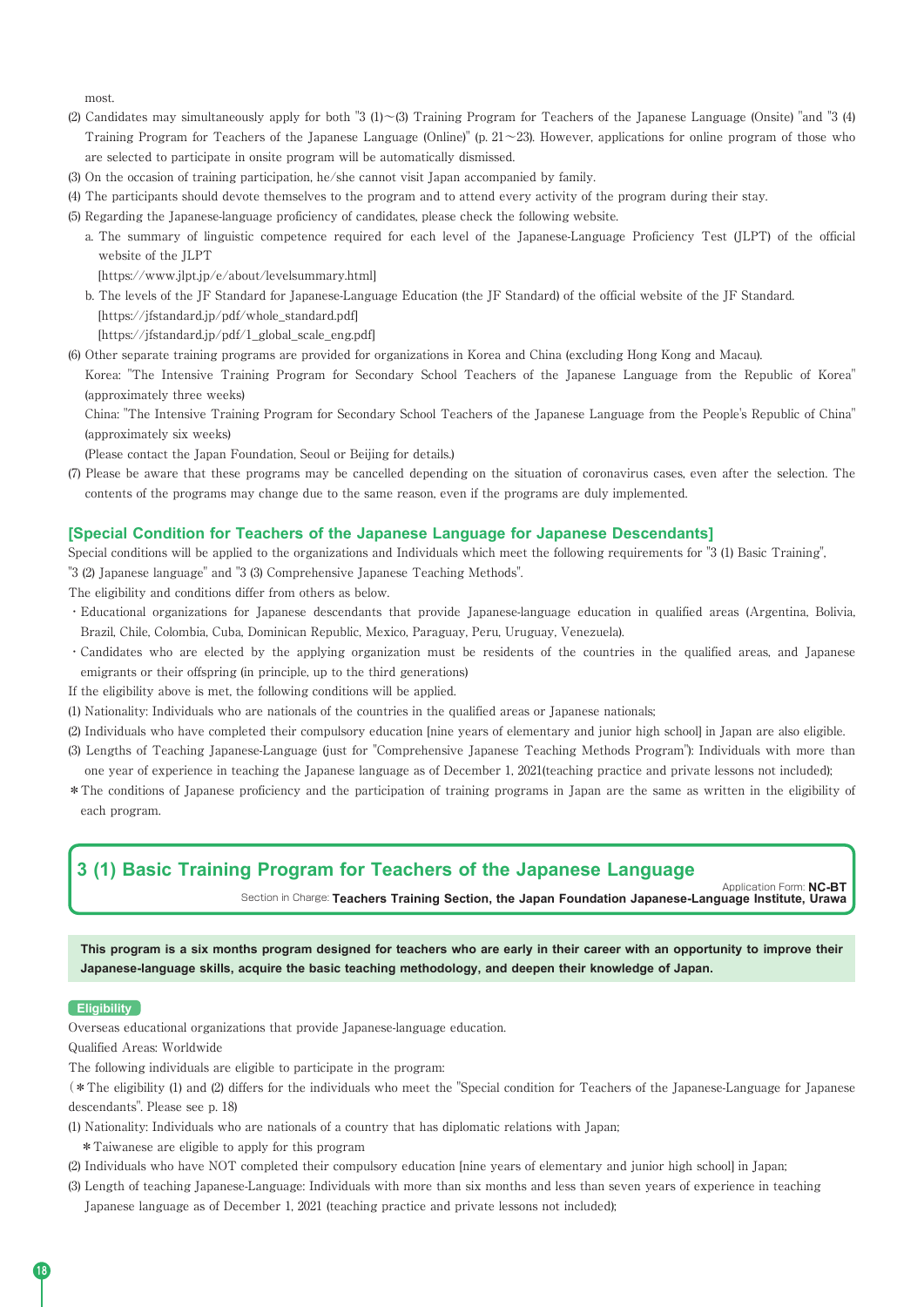most.

(2) Candidates may simultaneously apply for both "3 (1)～(3) Training Program for Teachers of the Japanese Language (Onsite) "and "3 (4) Training Program for Teachers of the Japanese Language (Online)" (p. 21～23). However, applications for online program of those who are selected to participate in onsite program will be automatically dismissed.

(3) On the occasion of training participation, he/she cannot visit Japan accompanied by family.

(4) The participants should devote themselves to the program and to attend every activity of the program during their stay.

(5) Regarding the Japanese-language proficiency of candidates, please check the following website.

   a. The summary of linguistic competence required for each level of the Japanese-Language Proficiency Test (JLPT) of the official website of the JLPT
   [https://www.jlpt.jp/e/about/levelsummary.html]

   b. The levels of the JF Standard for Japanese-Language Education (the JF Standard) of the official website of the JF Standard.
   [https://jfstandard.jp/pdf/whole_standard.pdf]
   [https://jfstandard.jp/pdf/1_global_scale_eng.pdf]

(6) Other separate training programs are provided for organizations in Korea and China (excluding Hong Kong and Macau).
   Korea: "The Intensive Training Program for Secondary School Teachers of the Japanese Language from the Republic of Korea" (approximately three weeks)
   China: "The Intensive Training Program for Secondary School Teachers of the Japanese Language from the People's Republic of China" (approximately six weeks)
   (Please contact the Japan Foundation, Seoul or Beijing for details.)

(7) Please be aware that these programs may be cancelled depending on the situation of coronavirus cases, even after the selection. The contents of the programs may change due to the same reason, even if the programs are duly implemented.

### [Special Condition for Teachers of the Japanese Language for Japanese Descendants]

Special conditions will be applied to the organizations and Individuals which meet the following requirements for "3 (1) Basic Training", "3 (2) Japanese language" and "3 (3) Comprehensive Japanese Teaching Methods".

The eligibility and conditions differ from others as below.

・Educational organizations for Japanese descendants that provide Japanese-language education in qualified areas (Argentina, Bolivia, Brazil, Chile, Colombia, Cuba, Dominican Republic, Mexico, Paraguay, Peru, Uruguay, Venezuela).

・Candidates who are elected by the applying organization must be residents of the countries in the qualified areas, and Japanese emigrants or their offspring (in principle, up to the third generations)

If the eligibility above is met, the following conditions will be applied.

(1) Nationality: Individuals who are nationals of the countries in the qualified areas or Japanese nationals;

(2) Individuals who have completed their compulsory education [nine years of elementary and junior high school] in Japan are also eligible.

(3) Lengths of Teaching Japanese-Language (just for "Comprehensive Japanese Teaching Methods Program"): Individuals with more than one year of experience in teaching the Japanese language as of December 1, 2021(teaching practice and private lessons not included);

＊The conditions of Japanese proficiency and the participation of training programs in Japan are the same as written in the eligibility of each program.

## 3 (1) Basic Training Program for Teachers of the Japanese Language

Application Form: **NC-BT**

Section in Charge: **Teachers Training Section, the Japan Foundation Japanese-Language Institute, Urawa**

**This program is a six months program designed for teachers who are early in their career with an opportunity to improve their Japanese-language skills, acquire the basic teaching methodology, and deepen their knowledge of Japan.**

**Eligibility**

Overseas educational organizations that provide Japanese-language education.

Qualified Areas: Worldwide

The following individuals are eligible to participate in the program:

(＊The eligibility (1) and (2) differs for the individuals who meet the "Special condition for Teachers of the Japanese-Language for Japanese descendants". Please see p. 18)

(1) Nationality: Individuals who are nationals of a country that has diplomatic relations with Japan;
   ＊Taiwanese are eligible to apply for this program

(2) Individuals who have NOT completed their compulsory education [nine years of elementary and junior high school] in Japan;

(3) Length of teaching Japanese-Language: Individuals with more than six months and less than seven years of experience in teaching Japanese language as of December 1, 2021 (teaching practice and private lessons not included);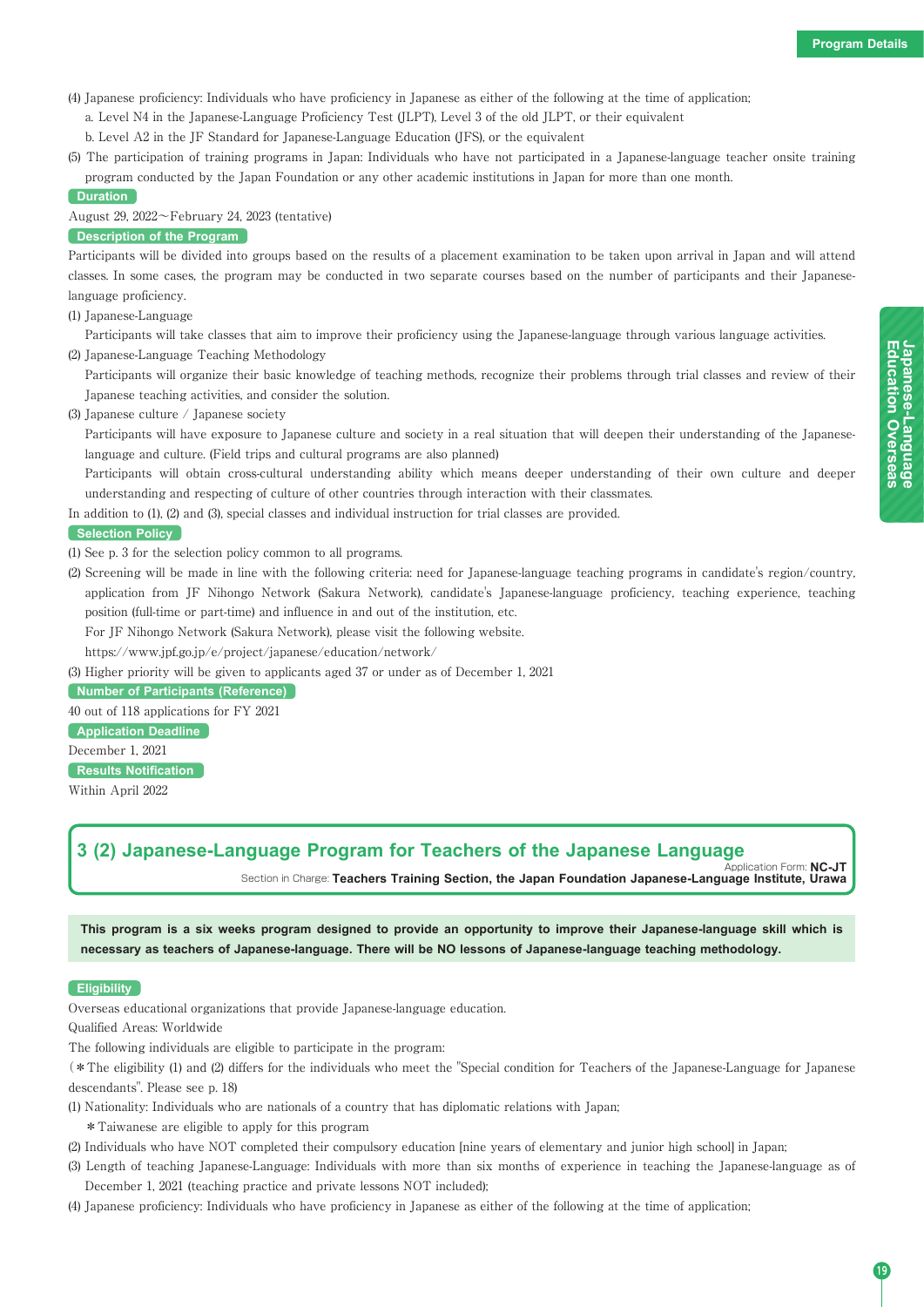(4) Japanese proficiency: Individuals who have proficiency in Japanese as either of the following at the time of application;

a. Level N4 in the Japanese-Language Proficiency Test (JLPT), Level 3 of the old JLPT, or their equivalent

b. Level A2 in the JF Standard for Japanese-Language Education (JFS), or the equivalent

(5) The participation of training programs in Japan: Individuals who have not participated in a Japanese-language teacher onsite training program conducted by the Japan Foundation or any other academic institutions in Japan for more than one month.

**Duration**

August 29, 2022～February 24, 2023 (tentative)

**Description of the Program**

Participants will be divided into groups based on the results of a placement examination to be taken upon arrival in Japan and will attend classes. In some cases, the program may be conducted in two separate courses based on the number of participants and their Japanese-language proficiency.

(1) Japanese-Language

Participants will take classes that aim to improve their proficiency using the Japanese-language through various language activities.

(2) Japanese-Language Teaching Methodology

Participants will organize their basic knowledge of teaching methods, recognize their problems through trial classes and review of their Japanese teaching activities, and consider the solution.

(3) Japanese culture / Japanese society

Participants will have exposure to Japanese culture and society in a real situation that will deepen their understanding of the Japanese-language and culture. (Field trips and cultural programs are also planned)

Participants will obtain cross-cultural understanding ability which means deeper understanding of their own culture and deeper understanding and respecting of culture of other countries through interaction with their classmates.

In addition to (1), (2) and (3), special classes and individual instruction for trial classes are provided.

**Selection Policy**

(1) See p. 3 for the selection policy common to all programs.

(2) Screening will be made in line with the following criteria: need for Japanese-language teaching programs in candidate's region/country, application from JF Nihongo Network (Sakura Network), candidate's Japanese-language proficiency, teaching experience, teaching position (full-time or part-time) and influence in and out of the institution, etc.

For JF Nihongo Network (Sakura Network), please visit the following website.

https://www.jpf.go.jp/e/project/japanese/education/network/

(3) Higher priority will be given to applicants aged 37 or under as of December 1, 2021

**Number of Participants (Reference)**

40 out of 118 applications for FY 2021

**Application Deadline**

December 1, 2021

**Results Notification**

Within April 2022

## 3 (2) Japanese-Language Program for Teachers of the Japanese Language

Application Form: **NC-JT**

Section in Charge: **Teachers Training Section, the Japan Foundation Japanese-Language Institute, Urawa**

**This program is a six weeks program designed to provide an opportunity to improve their Japanese-language skill which is necessary as teachers of Japanese-language. There will be NO lessons of Japanese-language teaching methodology.**

**Eligibility**

Overseas educational organizations that provide Japanese-language education.

Qualified Areas: Worldwide

The following individuals are eligible to participate in the program:

(＊The eligibility (1) and (2) differs for the individuals who meet the "Special condition for Teachers of the Japanese-Language for Japanese descendants". Please see p. 18)

(1) Nationality: Individuals who are nationals of a country that has diplomatic relations with Japan;

＊Taiwanese are eligible to apply for this program

(2) Individuals who have NOT completed their compulsory education [nine years of elementary and junior high school] in Japan;

(3) Length of teaching Japanese-Language: Individuals with more than six months of experience in teaching the Japanese-language as of December 1, 2021 (teaching practice and private lessons NOT included);

(4) Japanese proficiency: Individuals who have proficiency in Japanese as either of the following at the time of application;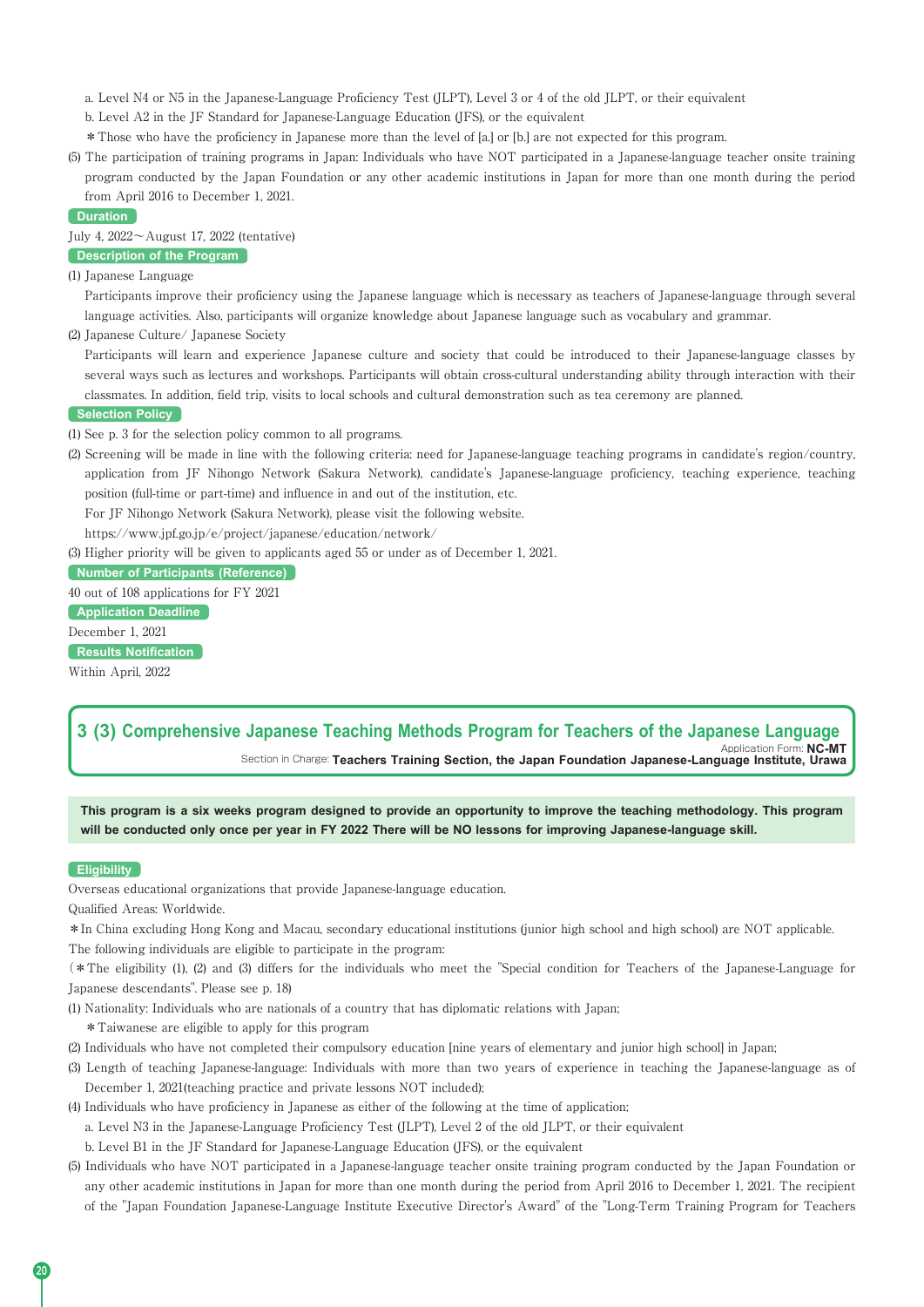a. Level N4 or N5 in the Japanese-Language Proficiency Test (JLPT), Level 3 or 4 of the old JLPT, or their equivalent

b. Level A2 in the JF Standard for Japanese-Language Education (JFS), or the equivalent

＊Those who have the proficiency in Japanese more than the level of [a.] or [b.] are not expected for this program.

(5) The participation of training programs in Japan: Individuals who have NOT participated in a Japanese-language teacher onsite training program conducted by the Japan Foundation or any other academic institutions in Japan for more than one month during the period from April 2016 to December 1, 2021.

**Duration**

July 4, 2022～August 17, 2022 (tentative)

**Description of the Program**

(1) Japanese Language

Participants improve their proficiency using the Japanese language which is necessary as teachers of Japanese-language through several language activities. Also, participants will organize knowledge about Japanese language such as vocabulary and grammar.

(2) Japanese Culture/ Japanese Society

Participants will learn and experience Japanese culture and society that could be introduced to their Japanese-language classes by several ways such as lectures and workshops. Participants will obtain cross-cultural understanding ability through interaction with their classmates. In addition, field trip, visits to local schools and cultural demonstration such as tea ceremony are planned.

**Selection Policy**

(1) See p. 3 for the selection policy common to all programs.

(2) Screening will be made in line with the following criteria: need for Japanese-language teaching programs in candidate's region/country, application from JF Nihongo Network (Sakura Network), candidate's Japanese-language proficiency, teaching experience, teaching position (full-time or part-time) and influence in and out of the institution, etc.

For JF Nihongo Network (Sakura Network), please visit the following website.

https://www.jpf.go.jp/e/project/japanese/education/network/

(3) Higher priority will be given to applicants aged 55 or under as of December 1, 2021.

**Number of Participants (Reference)**

40 out of 108 applications for FY 2021

**Application Deadline**

December 1, 2021

**Results Notification**

Within April, 2022

## 3 (3) Comprehensive Japanese Teaching Methods Program for Teachers of the Japanese Language

Application Form: **NC-MT**

Section in Charge: **Teachers Training Section, the Japan Foundation Japanese-Language Institute, Urawa**

**This program is a six weeks program designed to provide an opportunity to improve the teaching methodology. This program will be conducted only once per year in FY 2022 There will be NO lessons for improving Japanese-language skill.**

**Eligibility**

Overseas educational organizations that provide Japanese-language education.

Qualified Areas: Worldwide.

＊In China excluding Hong Kong and Macau, secondary educational institutions (junior high school and high school) are NOT applicable.

The following individuals are eligible to participate in the program:

(＊The eligibility (1), (2) and (3) differs for the individuals who meet the "Special condition for Teachers of the Japanese-Language for Japanese descendants". Please see p. 18)

(1) Nationality: Individuals who are nationals of a country that has diplomatic relations with Japan;

＊Taiwanese are eligible to apply for this program

(2) Individuals who have not completed their compulsory education [nine years of elementary and junior high school] in Japan;

(3) Length of teaching Japanese-language: Individuals with more than two years of experience in teaching the Japanese-language as of December 1, 2021(teaching practice and private lessons NOT included);

(4) Individuals who have proficiency in Japanese as either of the following at the time of application;

a. Level N3 in the Japanese-Language Proficiency Test (JLPT), Level 2 of the old JLPT, or their equivalent

b. Level B1 in the JF Standard for Japanese-Language Education (JFS), or the equivalent

(5) Individuals who have NOT participated in a Japanese-language teacher onsite training program conducted by the Japan Foundation or any other academic institutions in Japan for more than one month during the period from April 2016 to December 1, 2021. The recipient of the "Japan Foundation Japanese-Language Institute Executive Director's Award" of the "Long-Term Training Program for Teachers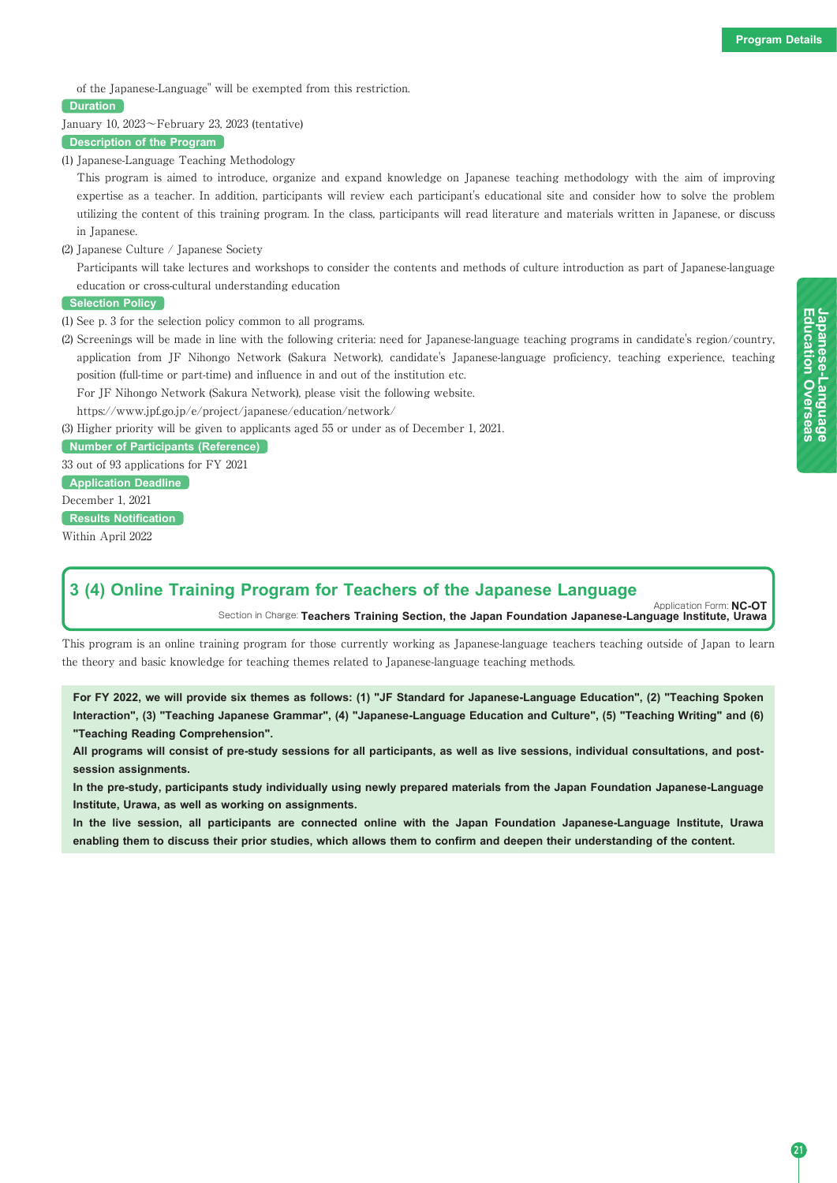of the Japanese-Language" will be exempted from this restriction.

**Duration**

January 10, 2023～February 23, 2023 (tentative)

**Description of the Program**

(1) Japanese-Language Teaching Methodology

This program is aimed to introduce, organize and expand knowledge on Japanese teaching methodology with the aim of improving expertise as a teacher. In addition, participants will review each participant's educational site and consider how to solve the problem utilizing the content of this training program. In the class, participants will read literature and materials written in Japanese, or discuss in Japanese.

(2) Japanese Culture / Japanese Society

Participants will take lectures and workshops to consider the contents and methods of culture introduction as part of Japanese-language education or cross-cultural understanding education

**Selection Policy**

(1) See p. 3 for the selection policy common to all programs.

(2) Screenings will be made in line with the following criteria: need for Japanese-language teaching programs in candidate's region/country, application from JF Nihongo Network (Sakura Network), candidate's Japanese-language proficiency, teaching experience, teaching position (full-time or part-time) and influence in and out of the institution etc.

For JF Nihongo Network (Sakura Network), please visit the following website.

https://www.jpf.go.jp/e/project/japanese/education/network/

(3) Higher priority will be given to applicants aged 55 or under as of December 1, 2021.

**Number of Participants (Reference)**

33 out of 93 applications for FY 2021

**Application Deadline**

December 1, 2021

**Results Notification**

Within April 2022

## 3 (4) Online Training Program for Teachers of the Japanese Language

Application Form: **NC-OT**

Section in Charge: **Teachers Training Section, the Japan Foundation Japanese-Language Institute, Urawa**

This program is an online training program for those currently working as Japanese-language teachers teaching outside of Japan to learn the theory and basic knowledge for teaching themes related to Japanese-language teaching methods.

**For FY 2022, we will provide six themes as follows: (1) "JF Standard for Japanese-Language Education", (2) "Teaching Spoken Interaction", (3) "Teaching Japanese Grammar", (4) "Japanese-Language Education and Culture", (5) "Teaching Writing" and (6) "Teaching Reading Comprehension".**

**All programs will consist of pre-study sessions for all participants, as well as live sessions, individual consultations, and post-session assignments.**

**In the pre-study, participants study individually using newly prepared materials from the Japan Foundation Japanese-Language Institute, Urawa, as well as working on assignments.**

**In the live session, all participants are connected online with the Japan Foundation Japanese-Language Institute, Urawa enabling them to discuss their prior studies, which allows them to confirm and deepen their understanding of the content.**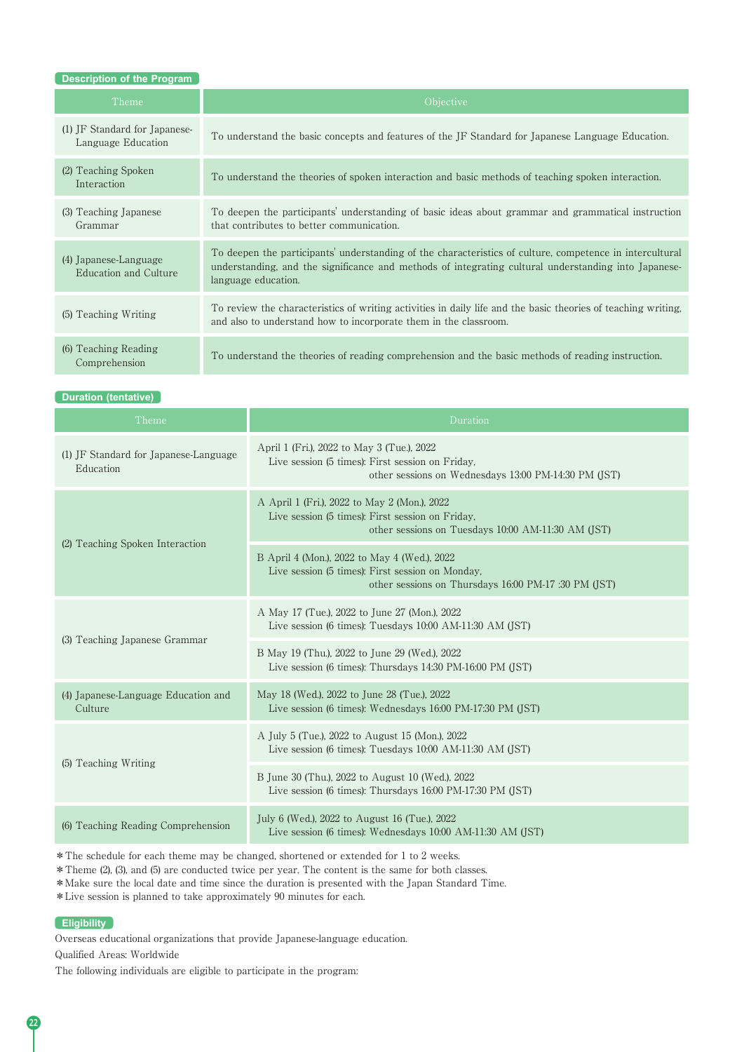### Description of the Program

| Theme | Objective |
| --- | --- |
| (1) JF Standard for Japanese-Language Education | To understand the basic concepts and features of the JF Standard for Japanese Language Education. |
| (2) Teaching Spoken Interaction | To understand the theories of spoken interaction and basic methods of teaching spoken interaction. |
| (3) Teaching Japanese Grammar | To deepen the participants' understanding of basic ideas about grammar and grammatical instruction that contributes to better communication. |
| (4) Japanese-Language Education and Culture | To deepen the participants' understanding of the characteristics of culture, competence in intercultural understanding, and the significance and methods of integrating cultural understanding into Japanese-language education. |
| (5) Teaching Writing | To review the characteristics of writing activities in daily life and the basic theories of teaching writing, and also to understand how to incorporate them in the classroom. |
| (6) Teaching Reading Comprehension | To understand the theories of reading comprehension and the basic methods of reading instruction. |

### Duration (tentative)

| Theme | Duration |
| --- | --- |
| (1) JF Standard for Japanese-Language Education | April 1 (Fri.), 2022 to May 3 (Tue.), 2022<br>Live session (5 times): First session on Friday, other sessions on Wednesdays 13:00 PM-14:30 PM (JST) |
| (2) Teaching Spoken Interaction | A April 1 (Fri.), 2022 to May 2 (Mon.), 2022<br>Live session (5 times): First session on Friday, other sessions on Tuesdays 10:00 AM-11:30 AM (JST) |
| | B April 4 (Mon.), 2022 to May 4 (Wed.), 2022<br>Live session (5 times): First session on Monday, other sessions on Thursdays 16:00 PM-17 :30 PM (JST) |
| (3) Teaching Japanese Grammar | A May 17 (Tue.), 2022 to June 27 (Mon.), 2022<br>Live session (6 times): Tuesdays 10:00 AM-11:30 AM (JST) |
| | B May 19 (Thu.), 2022 to June 29 (Wed.), 2022<br>Live session (6 times): Thursdays 14:30 PM-16:00 PM (JST) |
| (4) Japanese-Language Education and Culture | May 18 (Wed.), 2022 to June 28 (Tue.), 2022<br>Live session (6 times): Wednesdays 16:00 PM-17:30 PM (JST) |
| (5) Teaching Writing | A July 5 (Tue.), 2022 to August 15 (Mon.), 2022<br>Live session (6 times): Tuesdays 10:00 AM-11:30 AM (JST) |
| | B June 30 (Thu.), 2022 to August 10 (Wed.), 2022<br>Live session (6 times): Thursdays 16:00 PM-17:30 PM (JST) |
| (6) Teaching Reading Comprehension | July 6 (Wed.), 2022 to August 16 (Tue.), 2022<br>Live session (6 times): Wednesdays 10:00 AM-11:30 AM (JST) |

* The schedule for each theme may be changed, shortened or extended for 1 to 2 weeks.
* Theme (2), (3), and (5) are conducted twice per year. The content is the same for both classes.
* Make sure the local date and time since the duration is presented with the Japan Standard Time.
* Live session is planned to take approximately 90 minutes for each.

### Eligibility

Overseas educational organizations that provide Japanese-language education.

Qualified Areas: Worldwide

The following individuals are eligible to participate in the program: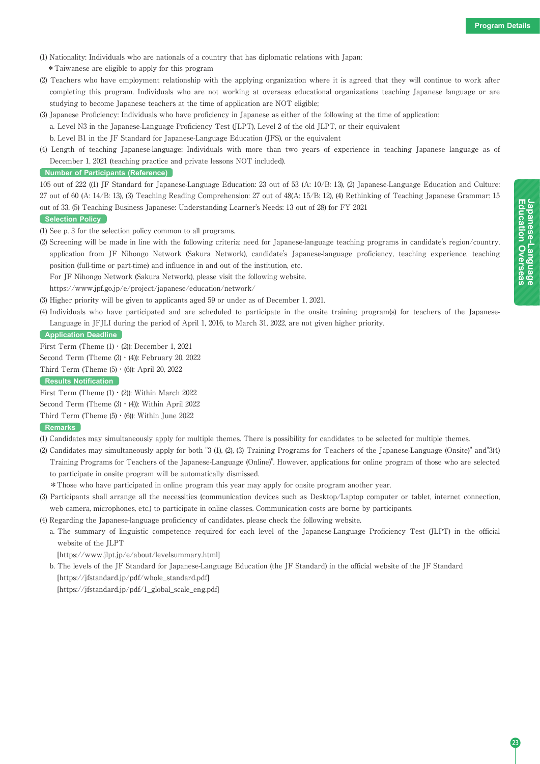(1) Nationality: Individuals who are nationals of a country that has diplomatic relations with Japan;
 ＊Taiwanese are eligible to apply for this program

(2) Teachers who have employment relationship with the applying organization where it is agreed that they will continue to work after completing this program. Individuals who are not working at overseas educational organizations teaching Japanese language or are studying to become Japanese teachers at the time of application are NOT eligible;

(3) Japanese Proficiency: Individuals who have proficiency in Japanese as either of the following at the time of application:
 a. Level N3 in the Japanese-Language Proficiency Test (JLPT), Level 2 of the old JLPT, or their equivalent
 b. Level B1 in the JF Standard for Japanese-Language Education (JFS), or the equivalent

(4) Length of teaching Japanese-language: Individuals with more than two years of experience in teaching Japanese language as of December 1, 2021 (teaching practice and private lessons NOT included).

**Number of Participants (Reference)**

105 out of 222 ((1) JF Standard for Japanese-Language Education: 23 out of 53 (A: 10/B: 13), (2) Japanese-Language Education and Culture: 27 out of 60 (A: 14/B: 13), (3) Teaching Reading Comprehension: 27 out of 48(A: 15/B: 12), (4) Rethinking of Teaching Japanese Grammar: 15 out of 33, (5) Teaching Business Japanese: Understanding Learner's Needs: 13 out of 28) for FY 2021

**Selection Policy**

(1) See p. 3 for the selection policy common to all programs.

(2) Screening will be made in line with the following criteria: need for Japanese-language teaching programs in candidate's region/country, application from JF Nihongo Network (Sakura Network), candidate's Japanese-language proficiency, teaching experience, teaching position (full-time or part-time) and influence in and out of the institution, etc.
 For JF Nihongo Network (Sakura Network), please visit the following website.
 https://www.jpf.go.jp/e/project/japanese/education/network/

(3) Higher priority will be given to applicants aged 59 or under as of December 1, 2021.

(4) Individuals who have participated and are scheduled to participate in the onsite training program(s) for teachers of the Japanese-Language in JFJLI during the period of April 1, 2016, to March 31, 2022, are not given higher priority.

**Application Deadline**

First Term (Theme (1)・(2)): December 1, 2021
Second Term (Theme (3)・(4)): February 20, 2022
Third Term (Theme (5)・(6)): April 20, 2022

**Results Notification**

First Term (Theme (1)・(2)): Within March 2022
Second Term (Theme (3)・(4)): Within April 2022
Third Term (Theme (5)・(6)): Within June 2022

**Remarks**

(1) Candidates may simultaneously apply for multiple themes. There is possibility for candidates to be selected for multiple themes.

(2) Candidates may simultaneously apply for both "3 (1), (2), (3) Training Programs for Teachers of the Japanese-Language (Onsite)" and"3(4) Training Programs for Teachers of the Japanese-Language (Online)". However, applications for online program of those who are selected to participate in onsite program will be automatically dismissed.
 ＊Those who have participated in online program this year may apply for onsite program another year.

(3) Participants shall arrange all the necessities (communication devices such as Desktop/Laptop computer or tablet, internet connection, web camera, microphones, etc.) to participate in online classes. Communication costs are borne by participants.

(4) Regarding the Japanese-language proficiency of candidates, please check the following website.
 a. The summary of linguistic competence required for each level of the Japanese-Language Proficiency Test (JLPT) in the official website of the JLPT
 [https://www.jlpt.jp/e/about/levelsummary.html]
 b. The levels of the JF Standard for Japanese-Language Education (the JF Standard) in the official website of the JF Standard
 [https://jfstandard.jp/pdf/whole_standard.pdf]
 [https://jfstandard.jp/pdf/1_global_scale_eng.pdf]